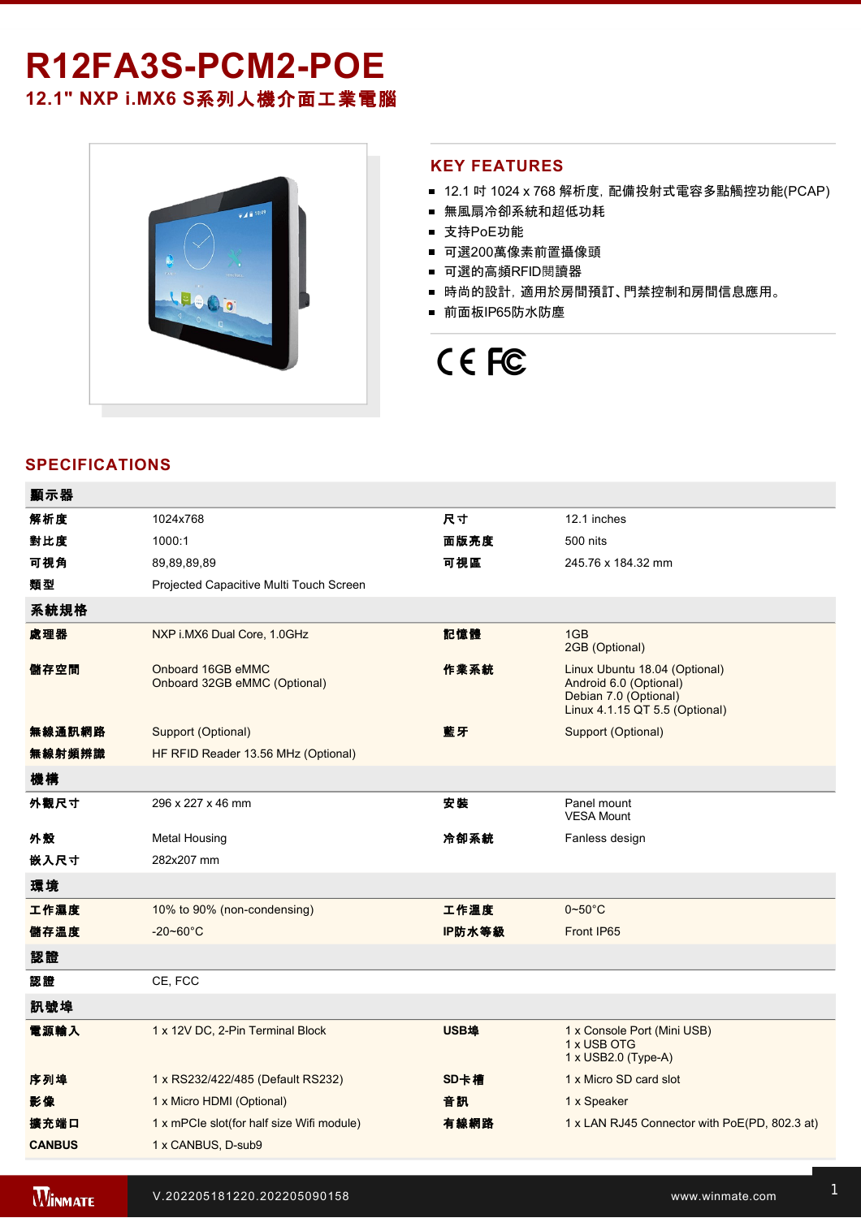# R12FA3S-PCM2-POE

## 12.1" NXP i.MX6 S系列人機介面工業電腦

## KEY FEATURES

- 12.1 吋 1024 x 768 解析度, 配備投射式電容多點觸控功能(PCAP)
- 無風扇冷卻系統和超低功耗
- 支持PoE功能
- 可選200萬像素前置攝像頭
- 可選的高頻RFID閱讀器
- 時尚的設計, 適用於房間預訂、門禁控制和房間信息應用。
- 前面板IP65防水防塵

## SPECIFICATIONS

| 顯示器 | | | |
|---|---|---|---|
| 解析度 | 1024x768 | 尺寸 | 12.1 inches |
| 對比度 | 1000:1 | 面版亮度 | 500 nits |
| 可視角 | 89,89,89,89 | 可視區 | 245.76 x 184.32 mm |
| 類型 | Projected Capacitive Multi Touch Screen | | |
| **系統規格** | | | |
| 處理器 | NXP i.MX6 Dual Core, 1.0GHz | 記憶體 | 1GB<br>2GB (Optional) |
| 儲存空間 | Onboard 16GB eMMC<br>Onboard 32GB eMMC (Optional) | 作業系統 | Linux Ubuntu 18.04 (Optional)<br>Android 6.0 (Optional)<br>Debian 7.0 (Optional)<br>Linux 4.1.15 QT 5.5 (Optional) |
| 無線通訊網路 | Support (Optional) | 藍牙 | Support (Optional) |
| 無線射頻辨識 | HF RFID Reader 13.56 MHz (Optional) | | |
| **機構** | | | |
| 外觀尺寸 | 296 x 227 x 46 mm | 安裝 | Panel mount<br>VESA Mount |
| 外殼 | Metal Housing | 冷卻系統 | Fanless design |
| 嵌入尺寸 | 282x207 mm | | |
| **環境** | | | |
| 工作濕度 | 10% to 90% (non-condensing) | 工作溫度 | 0~50°C |
| 儲存溫度 | -20~60°C | IP防水等級 | Front IP65 |
| **認證** | | | |
| 認證 | CE, FCC | | |
| **訊號埠** | | | |
| 電源輸入 | 1 x 12V DC, 2-Pin Terminal Block | USB埠 | 1 x Console Port (Mini USB)<br>1 x USB OTG<br>1 x USB2.0 (Type-A) |
| 序列埠 | 1 x RS232/422/485 (Default RS232) | SD卡槽 | 1 x Micro SD card slot |
| 影像 | 1 x Micro HDMI (Optional) | 音訊 | 1 x Speaker |
| 擴充端口 | 1 x mPCIe slot(for half size Wifi module) | 有線網路 | 1 x LAN RJ45 Connector with PoE(PD, 802.3 at) |
| CANBUS | 1 x CANBUS, D-sub9 | | |

V.202205181220.202205090158

www.winmate.com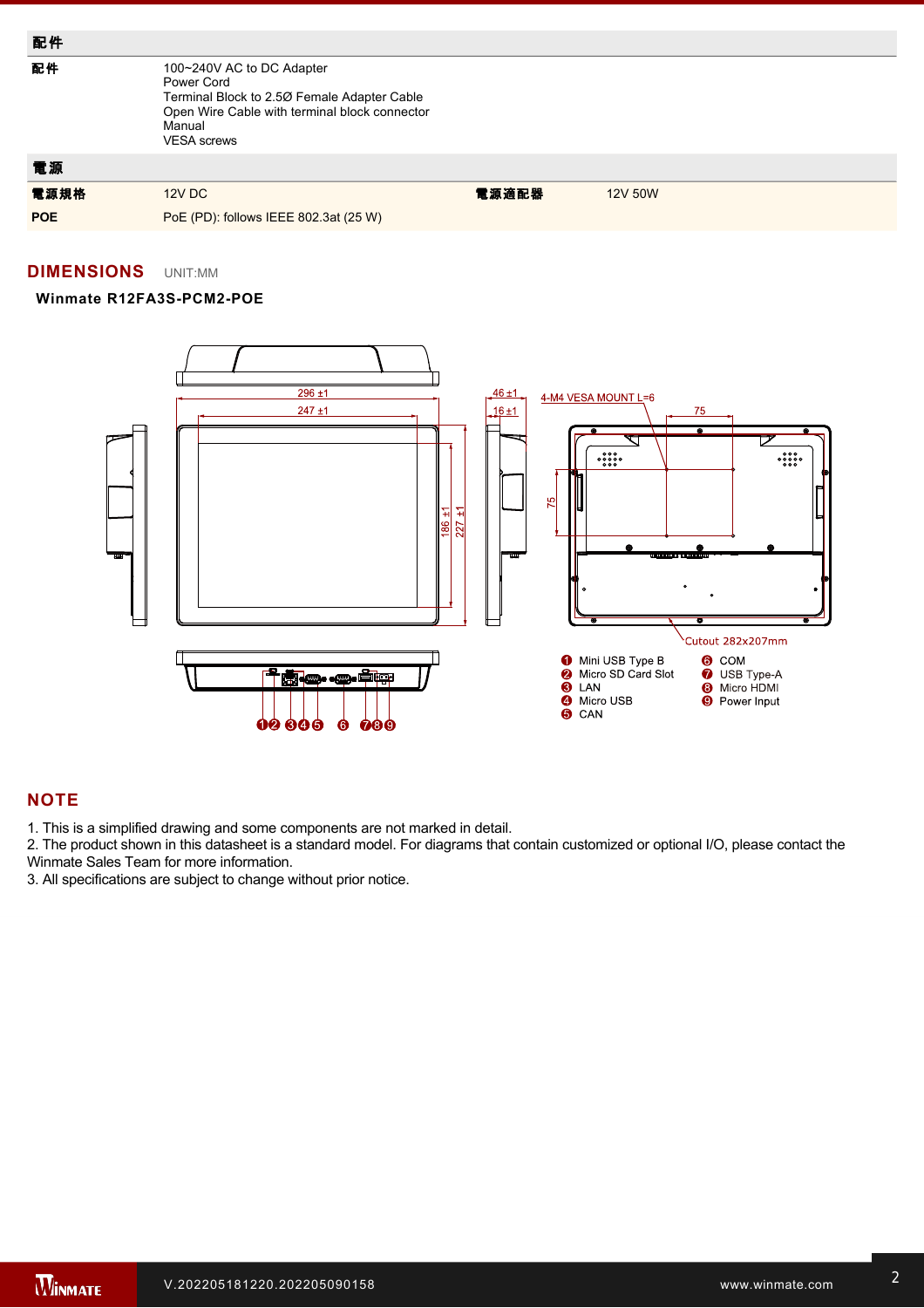## 配件

| | |
|---|---|
| **配件** | 100~240V AC to DC Adapter<br>Power Cord<br>Terminal Block to 2.5Ø Female Adapter Cable<br>Open Wire Cable with terminal block connector<br>Manual<br>VESA screws |

## 電源

| | | | |
|---|---|---|---|
| **電源規格** | 12V DC | **電源適配器** | 12V 50W |
| **POE** | PoE (PD): follows IEEE 802.3at (25 W) | | |

## DIMENSIONS UNIT:MM

**Winmate R12FA3S-PCM2-POE**

296 ±1
247 ±1
46 ±1
16 ±1
186 ±1
227 ±1
4-M4 VESA MOUNT L=6
75
75
Cutout 282x207mm

1. Mini USB Type B
2. Micro SD Card Slot
3. LAN
4. Micro USB
5. CAN
6. COM
7. USB Type-A
8. Micro HDMI
9. Power Input

## NOTE

1. This is a simplified drawing and some components are not marked in detail.
2. The product shown in this datasheet is a standard model. For diagrams that contain customized or optional I/O, please contact the Winmate Sales Team for more information.
3. All specifications are subject to change without prior notice.